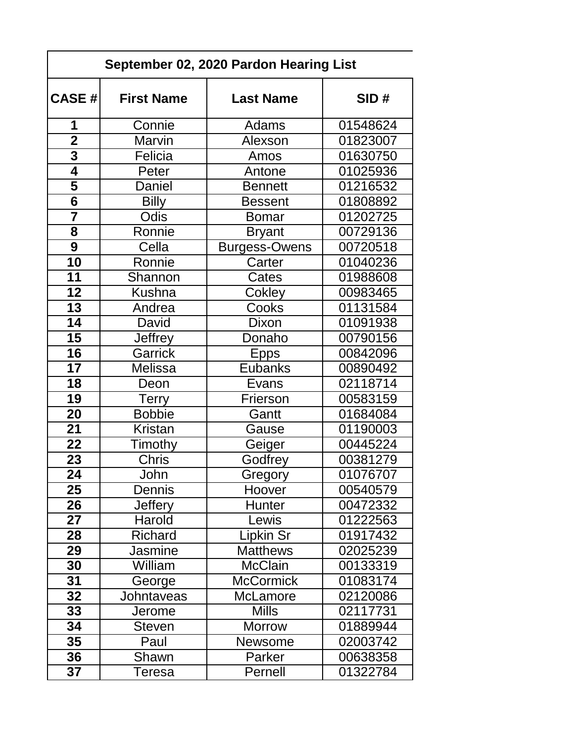| September 02, 2020 Pardon Hearing List | | | |
|---|---|---|---|
| **CASE #** | **First Name** | **Last Name** | **SID #** |
| **1** | Connie | Adams | 01548624 |
| **2** | Marvin | Alexson | 01823007 |
| **3** | Felicia | Amos | 01630750 |
| **4** | Peter | Antone | 01025936 |
| **5** | Daniel | Bennett | 01216532 |
| **6** | Billy | Bessent | 01808892 |
| **7** | Odis | Bomar | 01202725 |
| **8** | Ronnie | Bryant | 00729136 |
| **9** | Cella | Burgess-Owens | 00720518 |
| **10** | Ronnie | Carter | 01040236 |
| **11** | Shannon | Cates | 01988608 |
| **12** | Kushna | Cokley | 00983465 |
| **13** | Andrea | Cooks | 01131584 |
| **14** | David | Dixon | 01091938 |
| **15** | Jeffrey | Donaho | 00790156 |
| **16** | Garrick | Epps | 00842096 |
| **17** | Melissa | Eubanks | 00890492 |
| **18** | Deon | Evans | 02118714 |
| **19** | Terry | Frierson | 00583159 |
| **20** | Bobbie | Gantt | 01684084 |
| **21** | Kristan | Gause | 01190003 |
| **22** | Timothy | Geiger | 00445224 |
| **23** | Chris | Godfrey | 00381279 |
| **24** | John | Gregory | 01076707 |
| **25** | Dennis | Hoover | 00540579 |
| **26** | Jeffery | Hunter | 00472332 |
| **27** | Harold | Lewis | 01222563 |
| **28** | Richard | Lipkin Sr | 01917432 |
| **29** | Jasmine | Matthews | 02025239 |
| **30** | William | McClain | 00133319 |
| **31** | George | McCormick | 01083174 |
| **32** | Johntaveas | McLamore | 02120086 |
| **33** | Jerome | Mills | 02117731 |
| **34** | Steven | Morrow | 01889944 |
| **35** | Paul | Newsome | 02003742 |
| **36** | Shawn | Parker | 00638358 |
| **37** | Teresa | Pernell | 01322784 |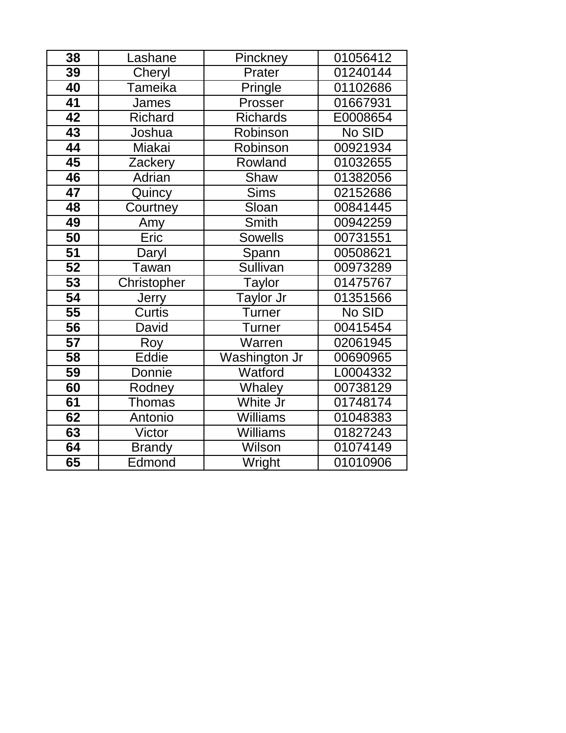| | | | |
|---|---|---|---|
| **38** | Lashane | Pinckney | 01056412 |
| **39** | Cheryl | Prater | 01240144 |
| **40** | Tameika | Pringle | 01102686 |
| **41** | James | Prosser | 01667931 |
| **42** | Richard | Richards | E0008654 |
| **43** | Joshua | Robinson | No SID |
| **44** | Miakai | Robinson | 00921934 |
| **45** | Zackery | Rowland | 01032655 |
| **46** | Adrian | Shaw | 01382056 |
| **47** | Quincy | Sims | 02152686 |
| **48** | Courtney | Sloan | 00841445 |
| **49** | Amy | Smith | 00942259 |
| **50** | Eric | Sowells | 00731551 |
| **51** | Daryl | Spann | 00508621 |
| **52** | Tawan | Sullivan | 00973289 |
| **53** | Christopher | Taylor | 01475767 |
| **54** | Jerry | Taylor Jr | 01351566 |
| **55** | Curtis | Turner | No SID |
| **56** | David | Turner | 00415454 |
| **57** | Roy | Warren | 02061945 |
| **58** | Eddie | Washington Jr | 00690965 |
| **59** | Donnie | Watford | L0004332 |
| **60** | Rodney | Whaley | 00738129 |
| **61** | Thomas | White Jr | 01748174 |
| **62** | Antonio | Williams | 01048383 |
| **63** | Victor | Williams | 01827243 |
| **64** | Brandy | Wilson | 01074149 |
| **65** | Edmond | Wright | 01010906 |